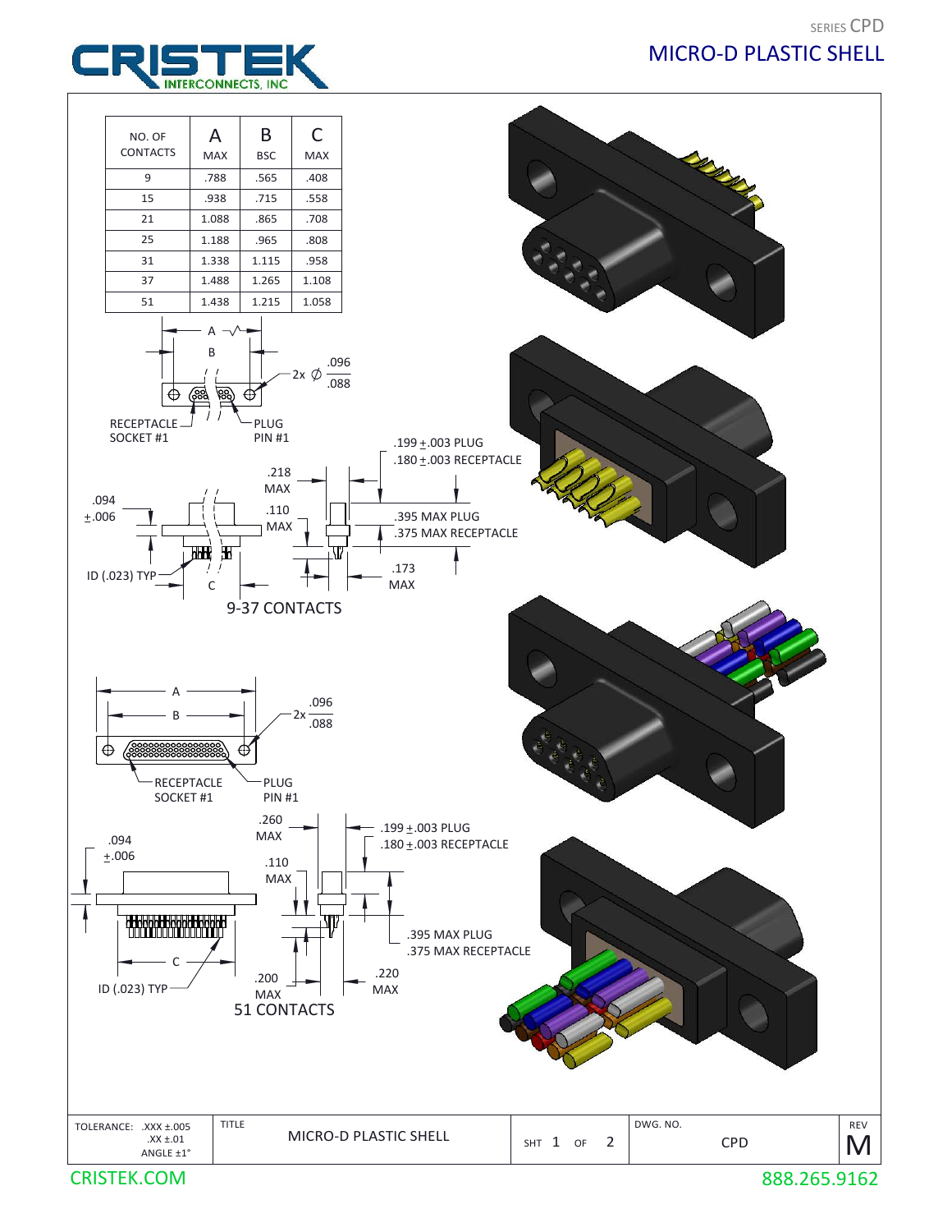# CRISTEK INTERCONNECTS, INC

SERIES CPD

## MICRO-D PLASTIC SHELL

| NO. OF CONTACTS | A MAX | B BSC | C MAX |
|---|---|---|---|
| 9 | .788 | .565 | .408 |
| 15 | .938 | .715 | .558 |
| 21 | 1.088 | .865 | .708 |
| 25 | 1.188 | .965 | .808 |
| 31 | 1.338 | 1.115 | .958 |
| 37 | 1.488 | 1.265 | 1.108 |
| 51 | 1.438 | 1.215 | 1.058 |

A
B
2x ∅ .096/.088
RECEPTACLE SOCKET #1
PLUG PIN #1
.218 MAX
.110 MAX
.199 ±.003 PLUG
.180 ±.003 RECEPTACLE
.094 ±.006
.395 MAX PLUG
.375 MAX RECEPTACLE
ID (.023) TYP
C
.173 MAX

9-37 CONTACTS

A
B
2x .096/.088
RECEPTACLE SOCKET #1
PLUG PIN #1
.260 MAX
.199 ±.003 PLUG
.180 ±.003 RECEPTACLE
.094 ±.006
.110 MAX
.395 MAX PLUG
.375 MAX RECEPTACLE
C
ID (.023) TYP
.200 MAX
.220 MAX

51 CONTACTS

| TOLERANCE: .XXX ±.005, .XX ±.01, ANGLE ±1° | TITLE: MICRO-D PLASTIC SHELL | SHT 1 OF 2 | DWG. NO. CPD | REV M |
|---|---|---|---|---|

CRISTEK.COM
888.265.9162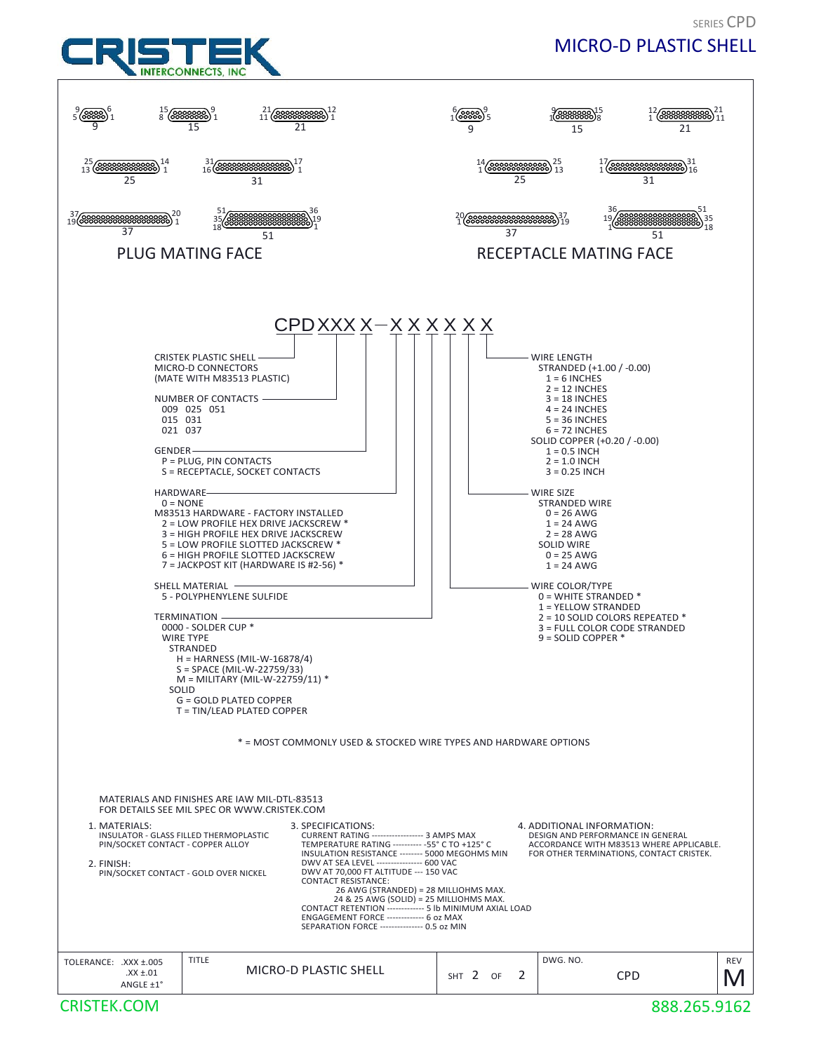SERIES CPD

# MICRO-D PLASTIC SHELL

CRISTEK INTERCONNECTS, INC

9 15 21 25 31 37 51

## PLUG MATING FACE

9 15 21 25 31 37 51

## RECEPTACLE MATING FACE

## CPD XXX X – X X X X X X

**CRISTEK PLASTIC SHELL**
MICRO-D CONNECTORS
(MATE WITH M83513 PLASTIC)

**NUMBER OF CONTACTS**
- 009 025 051
- 015 031
- 021 037

**GENDER**
- P = PLUG, PIN CONTACTS
- S = RECEPTACLE, SOCKET CONTACTS

**HARDWARE**
- 0 = NONE

M83513 HARDWARE - FACTORY INSTALLED
- 2 = LOW PROFILE HEX DRIVE JACKSCREW *
- 3 = HIGH PROFILE HEX DRIVE JACKSCREW
- 5 = LOW PROFILE SLOTTED JACKSCREW *
- 6 = HIGH PROFILE SLOTTED JACKSCREW
- 7 = JACKPOST KIT (HARDWARE IS #2-56) *

**SHELL MATERIAL**
- 5 - POLYPHENYLENE SULFIDE

**TERMINATION**
- 0000 - SOLDER CUP *

WIRE TYPE
- STRANDED
  - H = HARNESS (MIL-W-16878/4)
  - S = SPACE (MIL-W-22759/33)
  - M = MILITARY (MIL-W-22759/11) *
- SOLID
  - G = GOLD PLATED COPPER
  - T = TIN/LEAD PLATED COPPER

**WIRE LENGTH**

STRANDED (+1.00 / -0.00)
- 1 = 6 INCHES
- 2 = 12 INCHES
- 3 = 18 INCHES
- 4 = 24 INCHES
- 5 = 36 INCHES
- 6 = 72 INCHES

SOLID COPPER (+0.20 / -0.00)
- 1 = 0.5 INCH
- 2 = 1.0 INCH
- 3 = 0.25 INCH

**WIRE SIZE**

STRANDED WIRE
- 0 = 26 AWG
- 1 = 24 AWG
- 2 = 28 AWG

SOLID WIRE
- 0 = 25 AWG
- 1 = 24 AWG

**WIRE COLOR/TYPE**
- 0 = WHITE STRANDED *
- 1 = YELLOW STRANDED
- 2 = 10 SOLID COLORS REPEATED *
- 3 = FULL COLOR CODE STRANDED
- 9 = SOLID COPPER *

* = MOST COMMONLY USED & STOCKED WIRE TYPES AND HARDWARE OPTIONS

MATERIALS AND FINISHES ARE IAW MIL-DTL-83513
FOR DETAILS SEE MIL SPEC OR WWW.CRISTEK.COM

1. MATERIALS:
   INSULATOR - GLASS FILLED THERMOPLASTIC
   PIN/SOCKET CONTACT - COPPER ALLOY
2. FINISH:
   PIN/SOCKET CONTACT - GOLD OVER NICKEL
3. SPECIFICATIONS:
   - CURRENT RATING ------------------ 3 AMPS MAX
   - TEMPERATURE RATING ---------- -55° C TO +125° C
   - INSULATION RESISTANCE -------- 5000 MEGOHMS MIN
   - DWV AT SEA LEVEL ---------------- 600 VAC
   - DWV AT 70,000 FT ALTITUDE --- 150 VAC
   - CONTACT RESISTANCE:
     - 26 AWG (STRANDED) = 28 MILLIOHMS MAX.
     - 24 & 25 AWG (SOLID) = 25 MILLIOHMS MAX.
   - CONTACT RETENTION ------------- 5 lb MINIMUM AXIAL LOAD
   - ENGAGEMENT FORCE ------------- 6 oz MAX
   - SEPARATION FORCE --------------- 0.5 oz MIN
4. ADDITIONAL INFORMATION:
   DESIGN AND PERFORMANCE IN GENERAL ACCORDANCE WITH M83513 WHERE APPLICABLE.
   FOR OTHER TERMINATIONS, CONTACT CRISTEK.

| TOLERANCE | TITLE | SHT | DWG. NO. | REV |
|---|---|---|---|---|
| .XXX ±.005, .XX ±.01, ANGLE ±1° | MICRO-D PLASTIC SHELL | 2 OF 2 | CPD | M |

CRISTEK.COM 888.265.9162